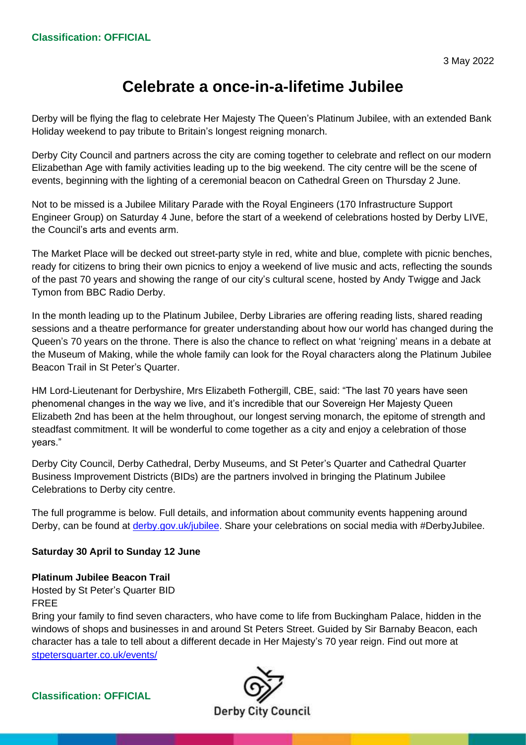3 May 2022

# Celebrate a once-in-a-lifetime Jubilee

Derby will be flying the flag to celebrate Her Majesty The Queen's Platinum Jubilee, with an extended Bank Holiday weekend to pay tribute to Britain's longest reigning monarch.

Derby City Council and partners across the city are coming together to celebrate and reflect on our modern Elizabethan Age with family activities leading up to the big weekend. The city centre will be the scene of events, beginning with the lighting of a ceremonial beacon on Cathedral Green on Thursday 2 June.

Not to be missed is a Jubilee Military Parade with the Royal Engineers (170 Infrastructure Support Engineer Group) on Saturday 4 June, before the start of a weekend of celebrations hosted by Derby LIVE, the Council's arts and events arm.

The Market Place will be decked out street-party style in red, white and blue, complete with picnic benches, ready for citizens to bring their own picnics to enjoy a weekend of live music and acts, reflecting the sounds of the past 70 years and showing the range of our city's cultural scene, hosted by Andy Twigge and Jack Tymon from BBC Radio Derby.

In the month leading up to the Platinum Jubilee, Derby Libraries are offering reading lists, shared reading sessions and a theatre performance for greater understanding about how our world has changed during the Queen's 70 years on the throne. There is also the chance to reflect on what 'reigning' means in a debate at the Museum of Making, while the whole family can look for the Royal characters along the Platinum Jubilee Beacon Trail in St Peter's Quarter.

HM Lord-Lieutenant for Derbyshire, Mrs Elizabeth Fothergill, CBE, said: "The last 70 years have seen phenomenal changes in the way we live, and it's incredible that our Sovereign Her Majesty Queen Elizabeth 2nd has been at the helm throughout, our longest serving monarch, the epitome of strength and steadfast commitment. It will be wonderful to come together as a city and enjoy a celebration of those years."

Derby City Council, Derby Cathedral, Derby Museums, and St Peter's Quarter and Cathedral Quarter Business Improvement Districts (BIDs) are the partners involved in bringing the Platinum Jubilee Celebrations to Derby city centre.

The full programme is below. Full details, and information about community events happening around Derby, can be found at derby.gov.uk/jubilee. Share your celebrations on social media with #DerbyJubilee.

**Saturday 30 April to Sunday 12 June**

**Platinum Jubilee Beacon Trail**
Hosted by St Peter's Quarter BID
FREE
Bring your family to find seven characters, who have come to life from Buckingham Palace, hidden in the windows of shops and businesses in and around St Peters Street. Guided by Sir Barnaby Beacon, each character has a tale to tell about a different decade in Her Majesty's 70 year reign. Find out more at stpetersquarter.co.uk/events/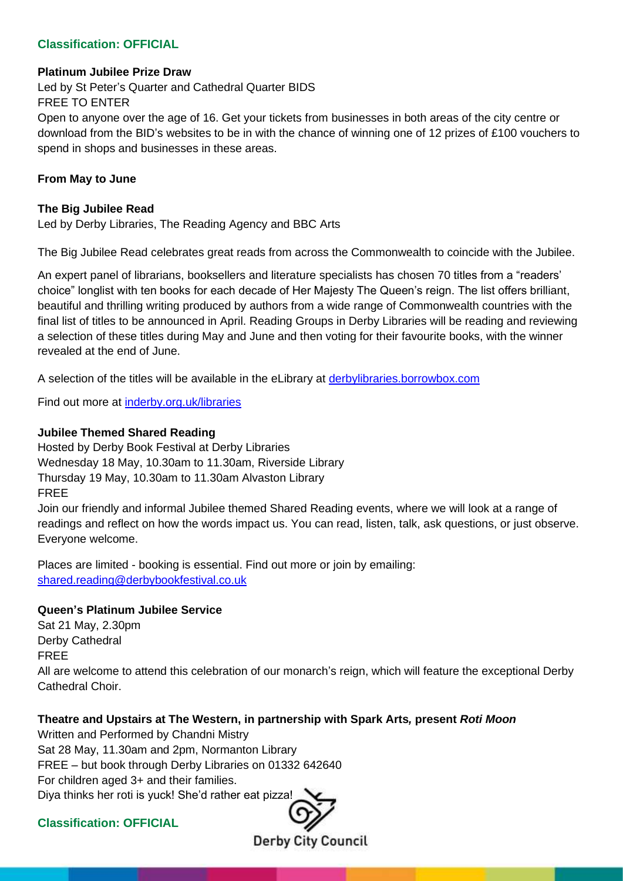**Platinum Jubilee Prize Draw**

Led by St Peter's Quarter and Cathedral Quarter BIDS

FREE TO ENTER

Open to anyone over the age of 16. Get your tickets from businesses in both areas of the city centre or download from the BID's websites to be in with the chance of winning one of 12 prizes of £100 vouchers to spend in shops and businesses in these areas.

**From May to June**

**The Big Jubilee Read**

Led by Derby Libraries, The Reading Agency and BBC Arts

The Big Jubilee Read celebrates great reads from across the Commonwealth to coincide with the Jubilee.

An expert panel of librarians, booksellers and literature specialists has chosen 70 titles from a "readers' choice" longlist with ten books for each decade of Her Majesty The Queen's reign. The list offers brilliant, beautiful and thrilling writing produced by authors from a wide range of Commonwealth countries with the final list of titles to be announced in April. Reading Groups in Derby Libraries will be reading and reviewing a selection of these titles during May and June and then voting for their favourite books, with the winner revealed at the end of June.

A selection of the titles will be available in the eLibrary at [derbylibraries.borrowbox.com](derbylibraries.borrowbox.com)

Find out more at [inderby.org.uk/libraries](inderby.org.uk/libraries)

**Jubilee Themed Shared Reading**

Hosted by Derby Book Festival at Derby Libraries

Wednesday 18 May, 10.30am to 11.30am, Riverside Library

Thursday 19 May, 10.30am to 11.30am Alvaston Library

FREE

Join our friendly and informal Jubilee themed Shared Reading events, where we will look at a range of readings and reflect on how the words impact us. You can read, listen, talk, ask questions, or just observe. Everyone welcome.

Places are limited - booking is essential. Find out more or join by emailing: [shared.reading@derbybookfestival.co.uk](mailto:shared.reading@derbybookfestival.co.uk)

**Queen's Platinum Jubilee Service**

Sat 21 May, 2.30pm

Derby Cathedral

FREE

All are welcome to attend this celebration of our monarch's reign, which will feature the exceptional Derby Cathedral Choir.

**Theatre and Upstairs at The Western, in partnership with Spark Arts, present *Roti Moon***

Written and Performed by Chandni Mistry

Sat 28 May, 11.30am and 2pm, Normanton Library

FREE – but book through Derby Libraries on 01332 642640

For children aged 3+ and their families.

Diya thinks her roti is yuck! She'd rather eat pizza!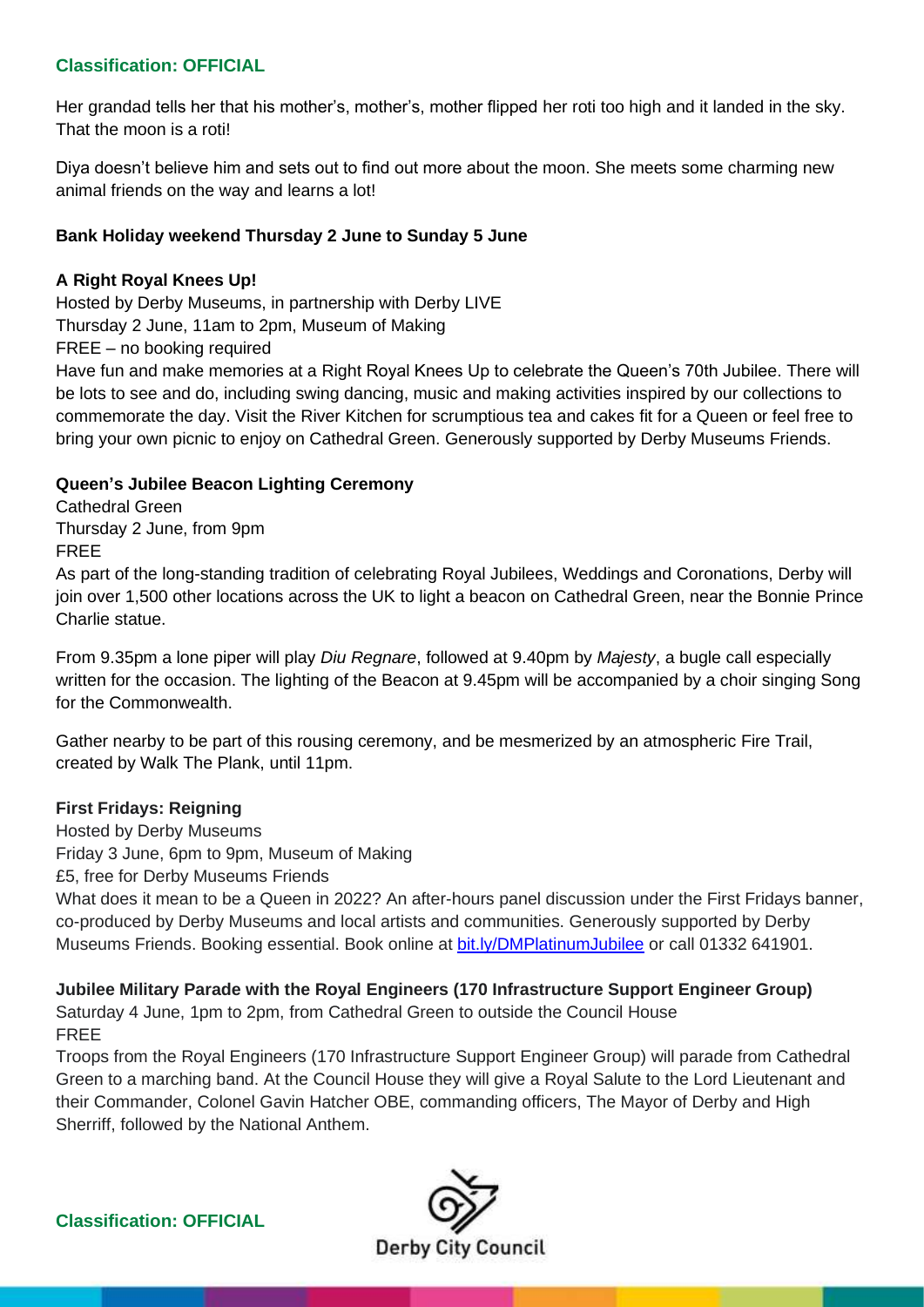Her grandad tells her that his mother's, mother's, mother flipped her roti too high and it landed in the sky. That the moon is a roti!

Diya doesn't believe him and sets out to find out more about the moon. She meets some charming new animal friends on the way and learns a lot!

**Bank Holiday weekend Thursday 2 June to Sunday 5 June**

**A Right Royal Knees Up!**

Hosted by Derby Museums, in partnership with Derby LIVE
Thursday 2 June, 11am to 2pm, Museum of Making
FREE – no booking required

Have fun and make memories at a Right Royal Knees Up to celebrate the Queen's 70th Jubilee. There will be lots to see and do, including swing dancing, music and making activities inspired by our collections to commemorate the day. Visit the River Kitchen for scrumptious tea and cakes fit for a Queen or feel free to bring your own picnic to enjoy on Cathedral Green. Generously supported by Derby Museums Friends.

**Queen's Jubilee Beacon Lighting Ceremony**

Cathedral Green
Thursday 2 June, from 9pm
FREE

As part of the long-standing tradition of celebrating Royal Jubilees, Weddings and Coronations, Derby will join over 1,500 other locations across the UK to light a beacon on Cathedral Green, near the Bonnie Prince Charlie statue.

From 9.35pm a lone piper will play *Diu Regnare*, followed at 9.40pm by *Majesty*, a bugle call especially written for the occasion. The lighting of the Beacon at 9.45pm will be accompanied by a choir singing Song for the Commonwealth.

Gather nearby to be part of this rousing ceremony, and be mesmerized by an atmospheric Fire Trail, created by Walk The Plank, until 11pm.

**First Fridays: Reigning**

Hosted by Derby Museums
Friday 3 June, 6pm to 9pm, Museum of Making
£5, free for Derby Museums Friends

What does it mean to be a Queen in 2022? An after-hours panel discussion under the First Fridays banner, co-produced by Derby Museums and local artists and communities. Generously supported by Derby Museums Friends. Booking essential. Book online at bit.ly/DMPlatinumJubilee or call 01332 641901.

**Jubilee Military Parade with the Royal Engineers (170 Infrastructure Support Engineer Group)**

Saturday 4 June, 1pm to 2pm, from Cathedral Green to outside the Council House
FREE

Troops from the Royal Engineers (170 Infrastructure Support Engineer Group) will parade from Cathedral Green to a marching band. At the Council House they will give a Royal Salute to the Lord Lieutenant and their Commander, Colonel Gavin Hatcher OBE, commanding officers, The Mayor of Derby and High Sherriff, followed by the National Anthem.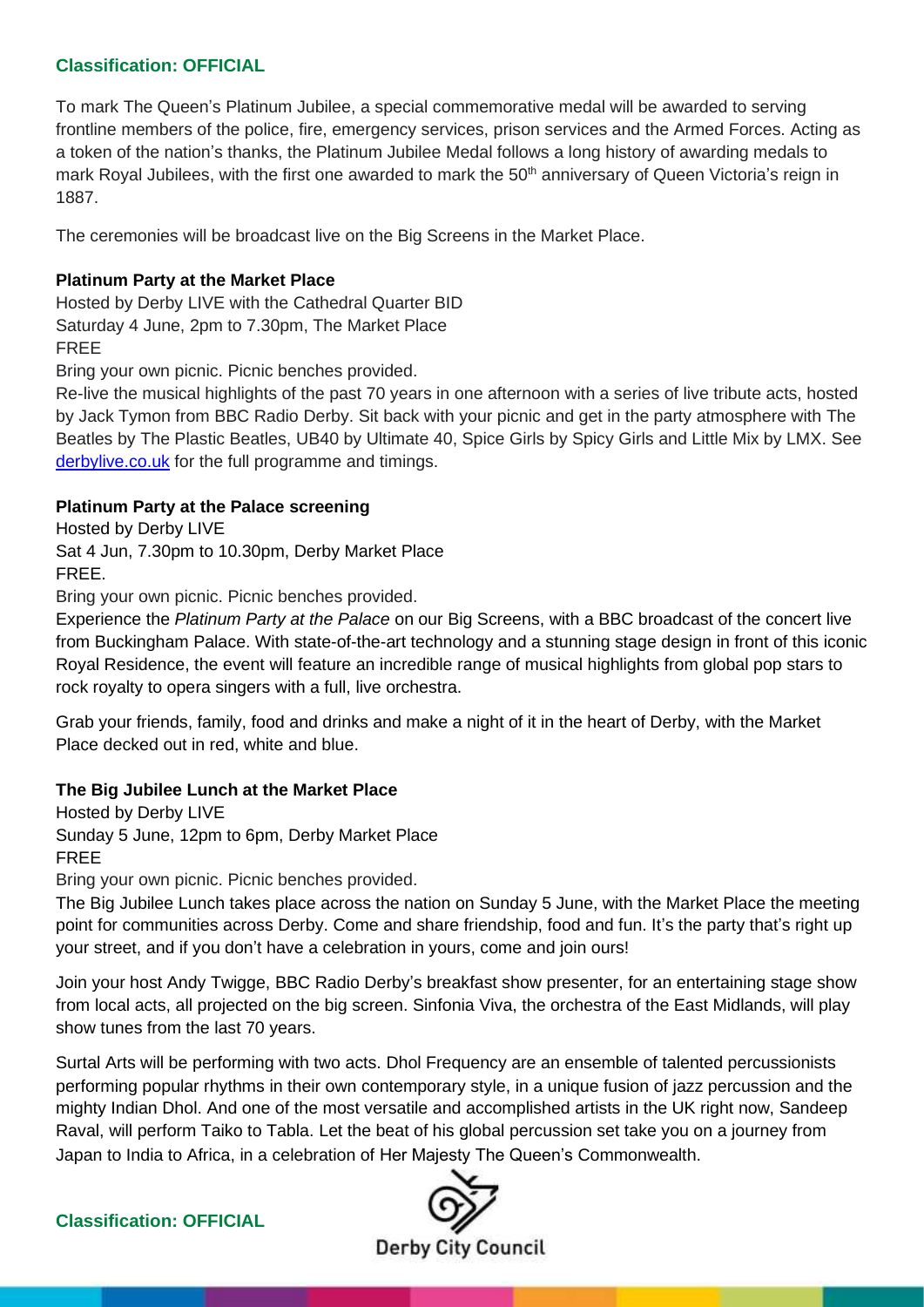To mark The Queen's Platinum Jubilee, a special commemorative medal will be awarded to serving frontline members of the police, fire, emergency services, prison services and the Armed Forces. Acting as a token of the nation's thanks, the Platinum Jubilee Medal follows a long history of awarding medals to mark Royal Jubilees, with the first one awarded to mark the 50th anniversary of Queen Victoria's reign in 1887.

The ceremonies will be broadcast live on the Big Screens in the Market Place.

**Platinum Party at the Market Place**

Hosted by Derby LIVE with the Cathedral Quarter BID
Saturday 4 June, 2pm to 7.30pm, The Market Place
FREE
Bring your own picnic. Picnic benches provided.
Re-live the musical highlights of the past 70 years in one afternoon with a series of live tribute acts, hosted by Jack Tymon from BBC Radio Derby. Sit back with your picnic and get in the party atmosphere with The Beatles by The Plastic Beatles, UB40 by Ultimate 40, Spice Girls by Spicy Girls and Little Mix by LMX. See [derbylive.co.uk](derbylive.co.uk) for the full programme and timings.

**Platinum Party at the Palace screening**

Hosted by Derby LIVE
Sat 4 Jun, 7.30pm to 10.30pm, Derby Market Place
FREE.
Bring your own picnic. Picnic benches provided.
Experience the *Platinum Party at the Palace* on our Big Screens, with a BBC broadcast of the concert live from Buckingham Palace. With state-of-the-art technology and a stunning stage design in front of this iconic Royal Residence, the event will feature an incredible range of musical highlights from global pop stars to rock royalty to opera singers with a full, live orchestra.

Grab your friends, family, food and drinks and make a night of it in the heart of Derby, with the Market Place decked out in red, white and blue.

**The Big Jubilee Lunch at the Market Place**

Hosted by Derby LIVE
Sunday 5 June, 12pm to 6pm, Derby Market Place
FREE
Bring your own picnic. Picnic benches provided.
The Big Jubilee Lunch takes place across the nation on Sunday 5 June, with the Market Place the meeting point for communities across Derby. Come and share friendship, food and fun. It's the party that's right up your street, and if you don't have a celebration in yours, come and join ours!

Join your host Andy Twigge, BBC Radio Derby's breakfast show presenter, for an entertaining stage show from local acts, all projected on the big screen. Sinfonia Viva, the orchestra of the East Midlands, will play show tunes from the last 70 years.

Surtal Arts will be performing with two acts. Dhol Frequency are an ensemble of talented percussionists performing popular rhythms in their own contemporary style, in a unique fusion of jazz percussion and the mighty Indian Dhol. And one of the most versatile and accomplished artists in the UK right now, Sandeep Raval, will perform Taiko to Tabla. Let the beat of his global percussion set take you on a journey from Japan to India to Africa, in a celebration of Her Majesty The Queen's Commonwealth.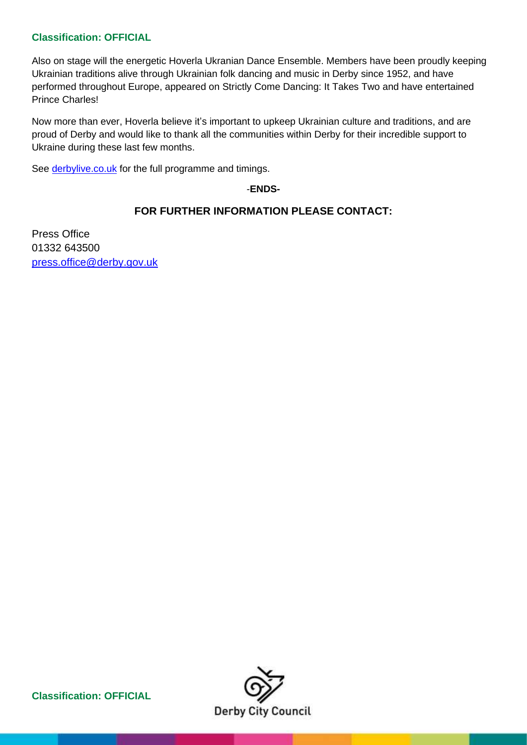Also on stage will the energetic Hoverla Ukranian Dance Ensemble. Members have been proudly keeping Ukrainian traditions alive through Ukrainian folk dancing and music in Derby since 1952, and have performed throughout Europe, appeared on Strictly Come Dancing: It Takes Two and have entertained Prince Charles!

Now more than ever, Hoverla believe it's important to upkeep Ukrainian culture and traditions, and are proud of Derby and would like to thank all the communities within Derby for their incredible support to Ukraine during these last few months.

See [derbylive.co.uk](derbylive.co.uk) for the full programme and timings.

**-ENDS-**

**FOR FURTHER INFORMATION PLEASE CONTACT:**

Press Office
01332 643500
[press.office@derby.gov.uk](mailto:press.office@derby.gov.uk)